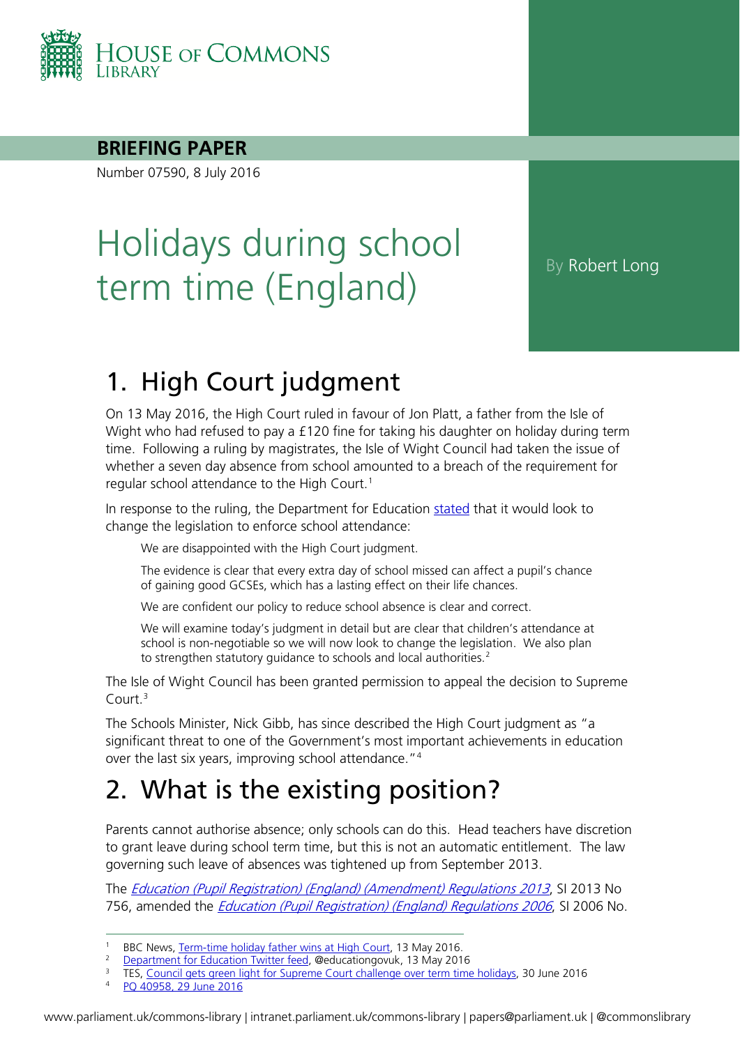House of Commons Library

**BRIEFING PAPER**

Number 07590, 8 July 2016

# Holidays during school term time (England)

By Robert Long

## 1. High Court judgment

On 13 May 2016, the High Court ruled in favour of Jon Platt, a father from the Isle of Wight who had refused to pay a £120 fine for taking his daughter on holiday during term time. Following a ruling by magistrates, the Isle of Wight Council had taken the issue of whether a seven day absence from school amounted to a breach of the requirement for regular school attendance to the High Court.[1]

In response to the ruling, the Department for Education stated that it would look to change the legislation to enforce school attendance:

> We are disappointed with the High Court judgment.
>
> The evidence is clear that every extra day of school missed can affect a pupil's chance of gaining good GCSEs, which has a lasting effect on their life chances.
>
> We are confident our policy to reduce school absence is clear and correct.
>
> We will examine today's judgment in detail but are clear that children's attendance at school is non-negotiable so we will now look to change the legislation. We also plan to strengthen statutory guidance to schools and local authorities.[2]

The Isle of Wight Council has been granted permission to appeal the decision to Supreme Court.[3]

The Schools Minister, Nick Gibb, has since described the High Court judgment as "a significant threat to one of the Government's most important achievements in education over the last six years, improving school attendance."[4]

## 2. What is the existing position?

Parents cannot authorise absence; only schools can do this. Head teachers have discretion to grant leave during school term time, but this is not an automatic entitlement. The law governing such leave of absences was tightened up from September 2013.

The *Education (Pupil Registration) (England) (Amendment) Regulations 2013*, SI 2013 No 756, amended the *Education (Pupil Registration) (England) Regulations 2006*, SI 2006 No.

---

[1] BBC News, Term-time holiday father wins at High Court, 13 May 2016.
[2] Department for Education Twitter feed, @educationgovuk, 13 May 2016
[3] TES, Council gets green light for Supreme Court challenge over term time holidays, 30 June 2016
[4] PQ 40958, 29 June 2016

www.parliament.uk/commons-library | intranet.parliament.uk/commons-library | papers@parliament.uk | @commonslibrary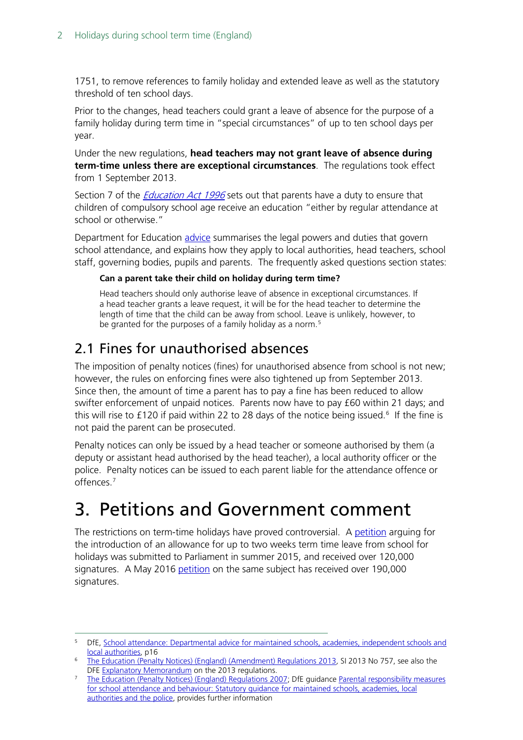1751, to remove references to family holiday and extended leave as well as the statutory threshold of ten school days.

Prior to the changes, head teachers could grant a leave of absence for the purpose of a family holiday during term time in "special circumstances" of up to ten school days per year.

Under the new regulations, **head teachers may not grant leave of absence during term-time unless there are exceptional circumstances**. The regulations took effect from 1 September 2013.

Section 7 of the *Education Act 1996* sets out that parents have a duty to ensure that children of compulsory school age receive an education "either by regular attendance at school or otherwise."

Department for Education advice summarises the legal powers and duties that govern school attendance, and explains how they apply to local authorities, head teachers, school staff, governing bodies, pupils and parents. The frequently asked questions section states:

> **Can a parent take their child on holiday during term time?**
>
> Head teachers should only authorise leave of absence in exceptional circumstances. If a head teacher grants a leave request, it will be for the head teacher to determine the length of time that the child can be away from school. Leave is unlikely, however, to be granted for the purposes of a family holiday as a norm.[5]

## 2.1 Fines for unauthorised absences

The imposition of penalty notices (fines) for unauthorised absence from school is not new; however, the rules on enforcing fines were also tightened up from September 2013. Since then, the amount of time a parent has to pay a fine has been reduced to allow swifter enforcement of unpaid notices. Parents now have to pay £60 within 21 days; and this will rise to £120 if paid within 22 to 28 days of the notice being issued.[6] If the fine is not paid the parent can be prosecuted.

Penalty notices can only be issued by a head teacher or someone authorised by them (a deputy or assistant head authorised by the head teacher), a local authority officer or the police. Penalty notices can be issued to each parent liable for the attendance offence or offences.[7]

# 3. Petitions and Government comment

The restrictions on term-time holidays have proved controversial. A petition arguing for the introduction of an allowance for up to two weeks term time leave from school for holidays was submitted to Parliament in summer 2015, and received over 120,000 signatures. A May 2016 petition on the same subject has received over 190,000 signatures.

---

[5] DfE, School attendance: Departmental advice for maintained schools, academies, independent schools and local authorities, p16

[6] The Education (Penalty Notices) (England) (Amendment) Regulations 2013, SI 2013 No 757, see also the DFE Explanatory Memorandum on the 2013 regulations.

[7] The Education (Penalty Notices) (England) Regulations 2007; DfE guidance Parental responsibility measures for school attendance and behaviour: Statutory guidance for maintained schools, academies, local authorities and the police, provides further information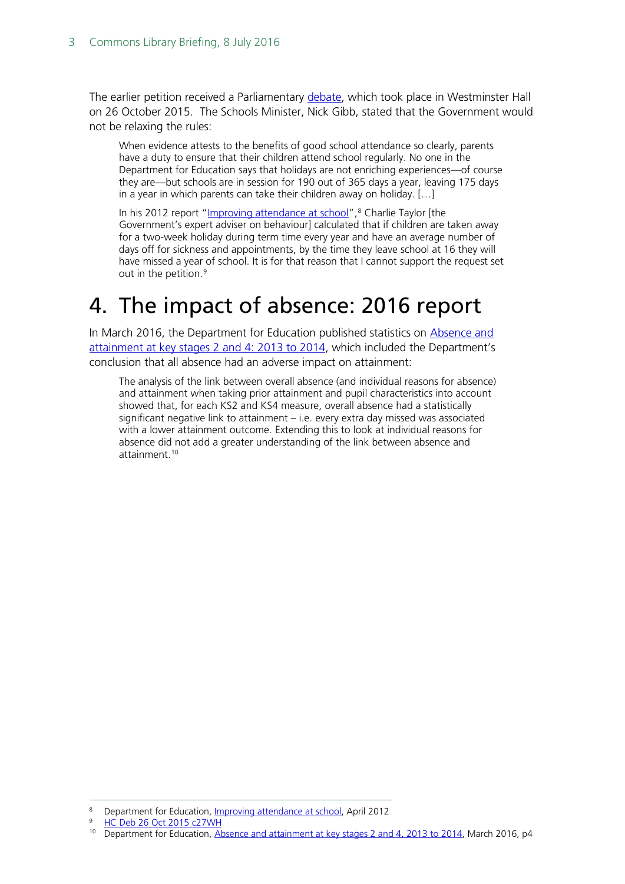The earlier petition received a Parliamentary debate, which took place in Westminster Hall on 26 October 2015. The Schools Minister, Nick Gibb, stated that the Government would not be relaxing the rules:

> When evidence attests to the benefits of good school attendance so clearly, parents have a duty to ensure that their children attend school regularly. No one in the Department for Education says that holidays are not enriching experiences—of course they are—but schools are in session for 190 out of 365 days a year, leaving 175 days in a year in which parents can take their children away on holiday. […]
>
> In his 2012 report "Improving attendance at school",[8] Charlie Taylor [the Government's expert adviser on behaviour] calculated that if children are taken away for a two-week holiday during term time every year and have an average number of days off for sickness and appointments, by the time they leave school at 16 they will have missed a year of school. It is for that reason that I cannot support the request set out in the petition.[9]

# 4. The impact of absence: 2016 report

In March 2016, the Department for Education published statistics on Absence and attainment at key stages 2 and 4: 2013 to 2014, which included the Department's conclusion that all absence had an adverse impact on attainment:

> The analysis of the link between overall absence (and individual reasons for absence) and attainment when taking prior attainment and pupil characteristics into account showed that, for each KS2 and KS4 measure, overall absence had a statistically significant negative link to attainment – i.e. every extra day missed was associated with a lower attainment outcome. Extending this to look at individual reasons for absence did not add a greater understanding of the link between absence and attainment.[10]

---

[8] Department for Education, Improving attendance at school, April 2012

[9] HC Deb 26 Oct 2015 c27WH

[10] Department for Education, Absence and attainment at key stages 2 and 4, 2013 to 2014, March 2016, p4